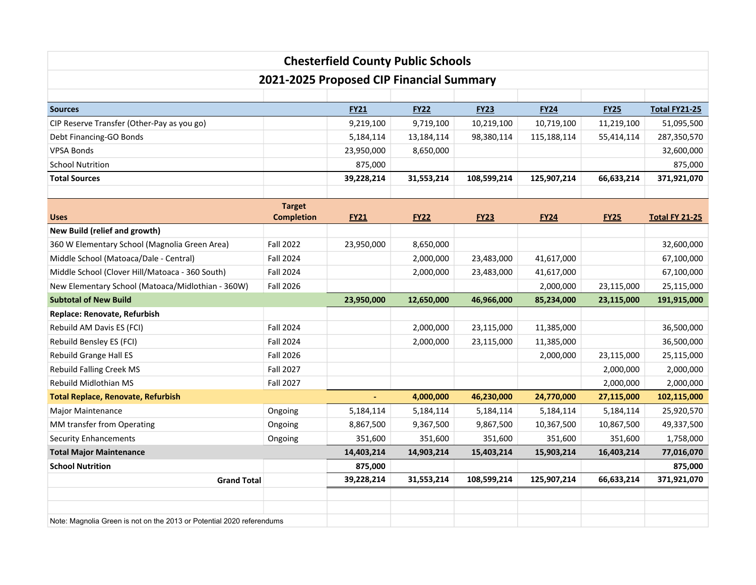# Chesterfield County Public Schools

## 2021-2025 Proposed CIP Financial Summary

| Sources | | FY21 | FY22 | FY23 | FY24 | FY25 | Total FY21-25 |
|---|---|---|---|---|---|---|---|
| CIP Reserve Transfer (Other-Pay as you go) | | 9,219,100 | 9,719,100 | 10,219,100 | 10,719,100 | 11,219,100 | 51,095,500 |
| Debt Financing-GO Bonds | | 5,184,114 | 13,184,114 | 98,380,114 | 115,188,114 | 55,414,114 | 287,350,570 |
| VPSA Bonds | | 23,950,000 | 8,650,000 | | | | 32,600,000 |
| School Nutrition | | 875,000 | | | | | 875,000 |
| **Total Sources** | | **39,228,214** | **31,553,214** | **108,599,214** | **125,907,214** | **66,633,214** | **371,921,070** |

| Uses | Target Completion | FY21 | FY22 | FY23 | FY24 | FY25 | Total FY 21-25 |
|---|---|---|---|---|---|---|---|
| **New Build (relief and growth)** | | | | | | | |
| 360 W Elementary School (Magnolia Green Area) | Fall 2022 | 23,950,000 | 8,650,000 | | | | 32,600,000 |
| Middle School (Matoaca/Dale - Central) | Fall 2024 | | 2,000,000 | 23,483,000 | 41,617,000 | | 67,100,000 |
| Middle School (Clover Hill/Matoaca - 360 South) | Fall 2024 | | 2,000,000 | 23,483,000 | 41,617,000 | | 67,100,000 |
| New Elementary School (Matoaca/Midlothian - 360W) | Fall 2026 | | | | 2,000,000 | 23,115,000 | 25,115,000 |
| **Subtotal of New Build** | | **23,950,000** | **12,650,000** | **46,966,000** | **85,234,000** | **23,115,000** | **191,915,000** |
| **Replace: Renovate, Refurbish** | | | | | | | |
| Rebuild AM Davis ES (FCI) | Fall 2024 | | 2,000,000 | 23,115,000 | 11,385,000 | | 36,500,000 |
| Rebuild Bensley ES (FCI) | Fall 2024 | | 2,000,000 | 23,115,000 | 11,385,000 | | 36,500,000 |
| Rebuild Grange Hall ES | Fall 2026 | | | | 2,000,000 | 23,115,000 | 25,115,000 |
| Rebuild Falling Creek MS | Fall 2027 | | | | | 2,000,000 | 2,000,000 |
| Rebuild Midlothian MS | Fall 2027 | | | | | 2,000,000 | 2,000,000 |
| **Total Replace, Renovate, Refurbish** | | **-** | **4,000,000** | **46,230,000** | **24,770,000** | **27,115,000** | **102,115,000** |
| Major Maintenance | Ongoing | 5,184,114 | 5,184,114 | 5,184,114 | 5,184,114 | 5,184,114 | 25,920,570 |
| MM transfer from Operating | Ongoing | 8,867,500 | 9,367,500 | 9,867,500 | 10,367,500 | 10,867,500 | 49,337,500 |
| Security Enhancements | Ongoing | 351,600 | 351,600 | 351,600 | 351,600 | 351,600 | 1,758,000 |
| **Total Major Maintenance** | | **14,403,214** | **14,903,214** | **15,403,214** | **15,903,214** | **16,403,214** | **77,016,070** |
| **School Nutrition** | | **875,000** | | | | | **875,000** |
| **Grand Total** | | **39,228,214** | **31,553,214** | **108,599,214** | **125,907,214** | **66,633,214** | **371,921,070** |

Note: Magnolia Green is not on the 2013 or Potential 2020 referendums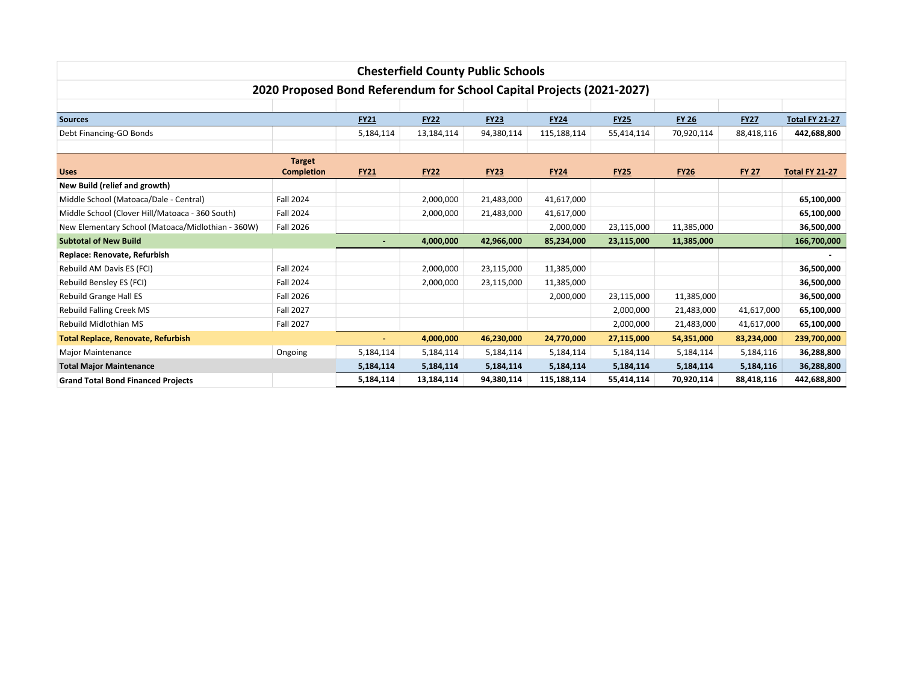# Chesterfield County Public Schools

## 2020 Proposed Bond Referendum for School Capital Projects (2021-2027)

| Sources | | FY21 | FY22 | FY23 | FY24 | FY25 | FY 26 | FY27 | Total FY 21-27 |
|---|---|---|---|---|---|---|---|---|---|
| Debt Financing-GO Bonds | | 5,184,114 | 13,184,114 | 94,380,114 | 115,188,114 | 55,414,114 | 70,920,114 | 88,418,116 | **442,688,800** |

| Uses | Target Completion | FY21 | FY22 | FY23 | FY24 | FY25 | FY26 | FY 27 | Total FY 21-27 |
|---|---|---|---|---|---|---|---|---|---|
| **New Build (relief and growth)** | | | | | | | | | |
| Middle School (Matoaca/Dale - Central) | Fall 2024 | | 2,000,000 | 21,483,000 | 41,617,000 | | | | **65,100,000** |
| Middle School (Clover Hill/Matoaca - 360 South) | Fall 2024 | | 2,000,000 | 21,483,000 | 41,617,000 | | | | **65,100,000** |
| New Elementary School (Matoaca/Midlothian - 360W) | Fall 2026 | | | | 2,000,000 | 23,115,000 | 11,385,000 | | **36,500,000** |
| **Subtotal of New Build** | | **-** | **4,000,000** | **42,966,000** | **85,234,000** | **23,115,000** | **11,385,000** | | **166,700,000** |
| **Replace: Renovate, Refurbish** | | | | | | | | | **-** |
| Rebuild AM Davis ES (FCI) | Fall 2024 | | 2,000,000 | 23,115,000 | 11,385,000 | | | | **36,500,000** |
| Rebuild Bensley ES (FCI) | Fall 2024 | | 2,000,000 | 23,115,000 | 11,385,000 | | | | **36,500,000** |
| Rebuild Grange Hall ES | Fall 2026 | | | | 2,000,000 | 23,115,000 | 11,385,000 | | **36,500,000** |
| Rebuild Falling Creek MS | Fall 2027 | | | | | 2,000,000 | 21,483,000 | 41,617,000 | **65,100,000** |
| Rebuild Midlothian MS | Fall 2027 | | | | | 2,000,000 | 21,483,000 | 41,617,000 | **65,100,000** |
| **Total Replace, Renovate, Refurbish** | | **-** | **4,000,000** | **46,230,000** | **24,770,000** | **27,115,000** | **54,351,000** | **83,234,000** | **239,700,000** |
| Major Maintenance | Ongoing | 5,184,114 | 5,184,114 | 5,184,114 | 5,184,114 | 5,184,114 | 5,184,114 | 5,184,116 | **36,288,800** |
| **Total Major Maintenance** | | **5,184,114** | **5,184,114** | **5,184,114** | **5,184,114** | **5,184,114** | **5,184,114** | **5,184,116** | **36,288,800** |
| **Grand Total Bond Financed Projects** | | **5,184,114** | **13,184,114** | **94,380,114** | **115,188,114** | **55,414,114** | **70,920,114** | **88,418,116** | **442,688,800** |